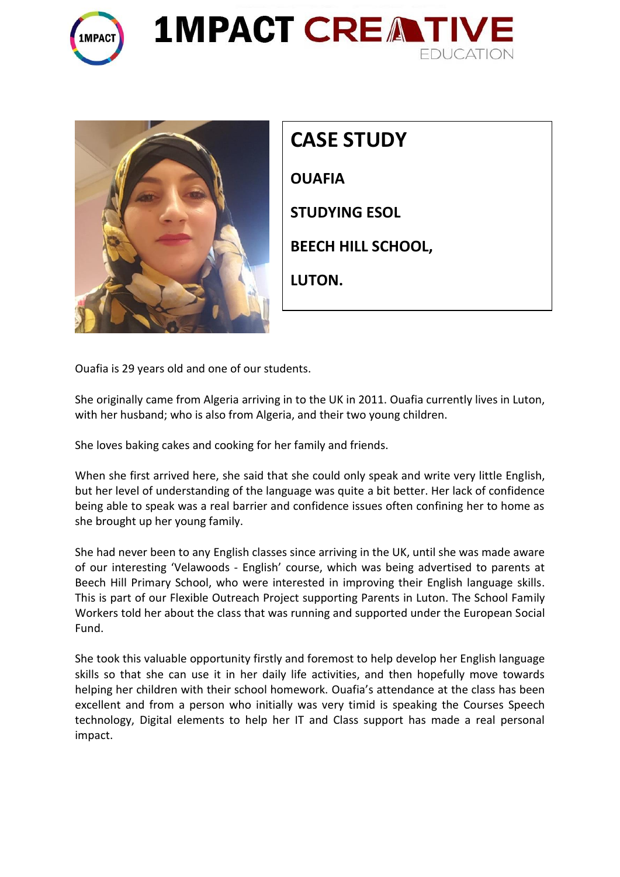# 1MPACT CREATIVE EDUCATION

## CASE STUDY

**OUAFIA**

**STUDYING ESOL**

**BEECH HILL SCHOOL,**

**LUTON.**

Ouafia is 29 years old and one of our students.

She originally came from Algeria arriving in to the UK in 2011. Ouafia currently lives in Luton, with her husband; who is also from Algeria, and their two young children.

She loves baking cakes and cooking for her family and friends.

When she first arrived here, she said that she could only speak and write very little English, but her level of understanding of the language was quite a bit better. Her lack of confidence being able to speak was a real barrier and confidence issues often confining her to home as she brought up her young family.

She had never been to any English classes since arriving in the UK, until she was made aware of our interesting 'Velawoods - English' course, which was being advertised to parents at Beech Hill Primary School, who were interested in improving their English language skills. This is part of our Flexible Outreach Project supporting Parents in Luton. The School Family Workers told her about the class that was running and supported under the European Social Fund.

She took this valuable opportunity firstly and foremost to help develop her English language skills so that she can use it in her daily life activities, and then hopefully move towards helping her children with their school homework. Ouafia's attendance at the class has been excellent and from a person who initially was very timid is speaking the Courses Speech technology, Digital elements to help her IT and Class support has made a real personal impact.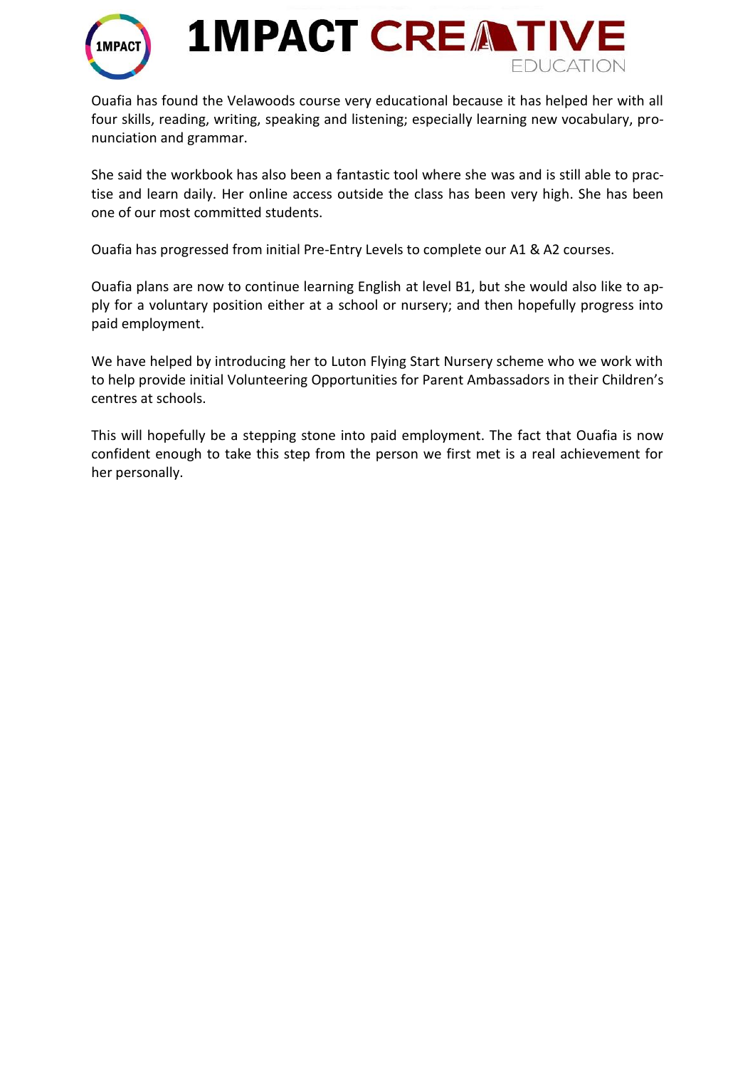Ouafia has found the Velawoods course very educational because it has helped her with all four skills, reading, writing, speaking and listening; especially learning new vocabulary, pronunciation and grammar.

She said the workbook has also been a fantastic tool where she was and is still able to practise and learn daily. Her online access outside the class has been very high. She has been one of our most committed students.

Ouafia has progressed from initial Pre-Entry Levels to complete our A1 & A2 courses.

Ouafia plans are now to continue learning English at level B1, but she would also like to apply for a voluntary position either at a school or nursery; and then hopefully progress into paid employment.

We have helped by introducing her to Luton Flying Start Nursery scheme who we work with to help provide initial Volunteering Opportunities for Parent Ambassadors in their Children's centres at schools.

This will hopefully be a stepping stone into paid employment. The fact that Ouafia is now confident enough to take this step from the person we first met is a real achievement for her personally.